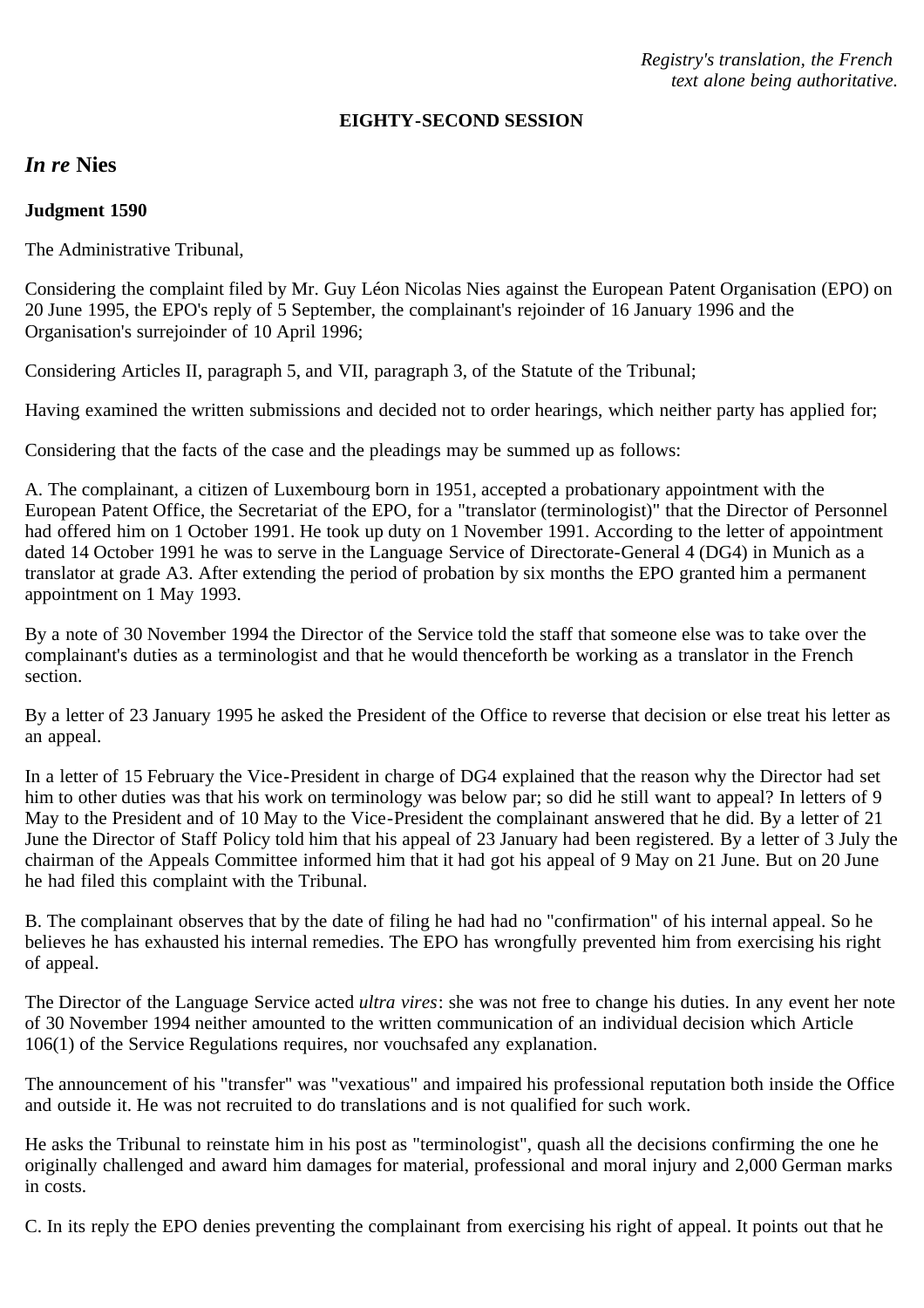*Registry's translation, the French text alone being authoritative.*

**EIGHTY-SECOND SESSION**

## *In re* Nies

**Judgment 1590**

The Administrative Tribunal,

Considering the complaint filed by Mr. Guy Léon Nicolas Nies against the European Patent Organisation (EPO) on 20 June 1995, the EPO's reply of 5 September, the complainant's rejoinder of 16 January 1996 and the Organisation's surrejoinder of 10 April 1996;

Considering Articles II, paragraph 5, and VII, paragraph 3, of the Statute of the Tribunal;

Having examined the written submissions and decided not to order hearings, which neither party has applied for;

Considering that the facts of the case and the pleadings may be summed up as follows:

A. The complainant, a citizen of Luxembourg born in 1951, accepted a probationary appointment with the European Patent Office, the Secretariat of the EPO, for a "translator (terminologist)" that the Director of Personnel had offered him on 1 October 1991. He took up duty on 1 November 1991. According to the letter of appointment dated 14 October 1991 he was to serve in the Language Service of Directorate-General 4 (DG4) in Munich as a translator at grade A3. After extending the period of probation by six months the EPO granted him a permanent appointment on 1 May 1993.

By a note of 30 November 1994 the Director of the Service told the staff that someone else was to take over the complainant's duties as a terminologist and that he would thenceforth be working as a translator in the French section.

By a letter of 23 January 1995 he asked the President of the Office to reverse that decision or else treat his letter as an appeal.

In a letter of 15 February the Vice-President in charge of DG4 explained that the reason why the Director had set him to other duties was that his work on terminology was below par; so did he still want to appeal? In letters of 9 May to the President and of 10 May to the Vice-President the complainant answered that he did. By a letter of 21 June the Director of Staff Policy told him that his appeal of 23 January had been registered. By a letter of 3 July the chairman of the Appeals Committee informed him that it had got his appeal of 9 May on 21 June. But on 20 June he had filed this complaint with the Tribunal.

B. The complainant observes that by the date of filing he had had no "confirmation" of his internal appeal. So he believes he has exhausted his internal remedies. The EPO has wrongfully prevented him from exercising his right of appeal.

The Director of the Language Service acted *ultra vires*: she was not free to change his duties. In any event her note of 30 November 1994 neither amounted to the written communication of an individual decision which Article 106(1) of the Service Regulations requires, nor vouchsafed any explanation.

The announcement of his "transfer" was "vexatious" and impaired his professional reputation both inside the Office and outside it. He was not recruited to do translations and is not qualified for such work.

He asks the Tribunal to reinstate him in his post as "terminologist", quash all the decisions confirming the one he originally challenged and award him damages for material, professional and moral injury and 2,000 German marks in costs.

C. In its reply the EPO denies preventing the complainant from exercising his right of appeal. It points out that he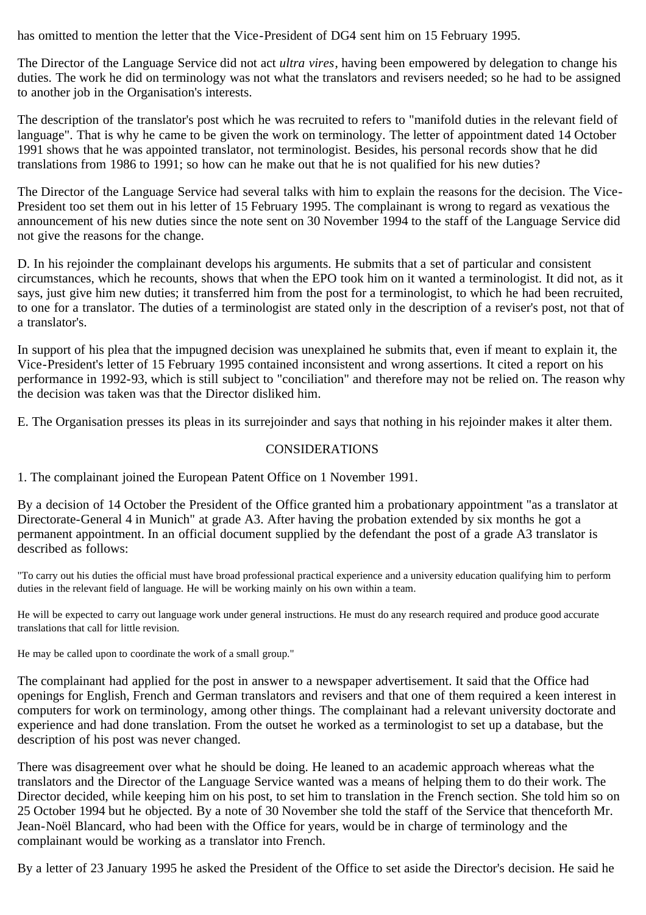has omitted to mention the letter that the Vice-President of DG4 sent him on 15 February 1995.

The Director of the Language Service did not act *ultra vires*, having been empowered by delegation to change his duties. The work he did on terminology was not what the translators and revisers needed; so he had to be assigned to another job in the Organisation's interests.

The description of the translator's post which he was recruited to refers to "manifold duties in the relevant field of language". That is why he came to be given the work on terminology. The letter of appointment dated 14 October 1991 shows that he was appointed translator, not terminologist. Besides, his personal records show that he did translations from 1986 to 1991; so how can he make out that he is not qualified for his new duties?

The Director of the Language Service had several talks with him to explain the reasons for the decision. The Vice-President too set them out in his letter of 15 February 1995. The complainant is wrong to regard as vexatious the announcement of his new duties since the note sent on 30 November 1994 to the staff of the Language Service did not give the reasons for the change.

D. In his rejoinder the complainant develops his arguments. He submits that a set of particular and consistent circumstances, which he recounts, shows that when the EPO took him on it wanted a terminologist. It did not, as it says, just give him new duties; it transferred him from the post for a terminologist, to which he had been recruited, to one for a translator. The duties of a terminologist are stated only in the description of a reviser's post, not that of a translator's.

In support of his plea that the impugned decision was unexplained he submits that, even if meant to explain it, the Vice-President's letter of 15 February 1995 contained inconsistent and wrong assertions. It cited a report on his performance in 1992-93, which is still subject to "conciliation" and therefore may not be relied on. The reason why the decision was taken was that the Director disliked him.

E. The Organisation presses its pleas in its surrejoinder and says that nothing in his rejoinder makes it alter them.

## CONSIDERATIONS

1. The complainant joined the European Patent Office on 1 November 1991.

By a decision of 14 October the President of the Office granted him a probationary appointment "as a translator at Directorate-General 4 in Munich" at grade A3. After having the probation extended by six months he got a permanent appointment. In an official document supplied by the defendant the post of a grade A3 translator is described as follows:

"To carry out his duties the official must have broad professional practical experience and a university education qualifying him to perform duties in the relevant field of language. He will be working mainly on his own within a team.

He will be expected to carry out language work under general instructions. He must do any research required and produce good accurate translations that call for little revision.

He may be called upon to coordinate the work of a small group."

The complainant had applied for the post in answer to a newspaper advertisement. It said that the Office had openings for English, French and German translators and revisers and that one of them required a keen interest in computers for work on terminology, among other things. The complainant had a relevant university doctorate and experience and had done translation. From the outset he worked as a terminologist to set up a database, but the description of his post was never changed.

There was disagreement over what he should be doing. He leaned to an academic approach whereas what the translators and the Director of the Language Service wanted was a means of helping them to do their work. The Director decided, while keeping him on his post, to set him to translation in the French section. She told him so on 25 October 1994 but he objected. By a note of 30 November she told the staff of the Service that thenceforth Mr. Jean-Noël Blancard, who had been with the Office for years, would be in charge of terminology and the complainant would be working as a translator into French.

By a letter of 23 January 1995 he asked the President of the Office to set aside the Director's decision. He said he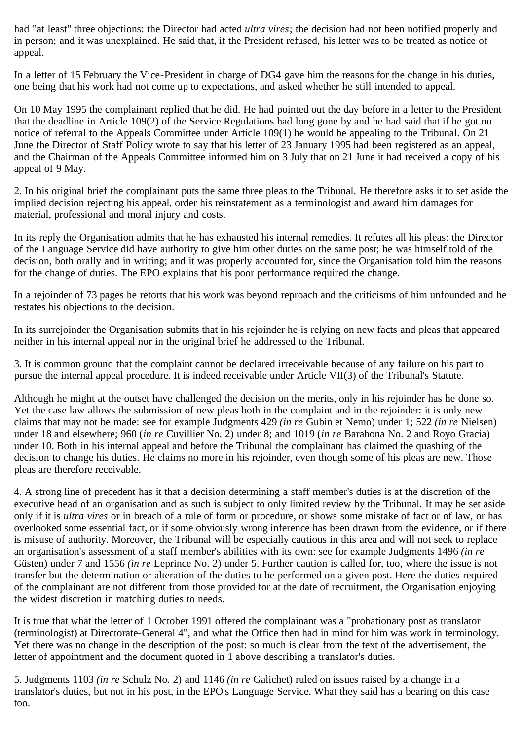had "at least" three objections: the Director had acted *ultra vires*; the decision had not been notified properly and in person; and it was unexplained. He said that, if the President refused, his letter was to be treated as notice of appeal.

In a letter of 15 February the Vice-President in charge of DG4 gave him the reasons for the change in his duties, one being that his work had not come up to expectations, and asked whether he still intended to appeal.

On 10 May 1995 the complainant replied that he did. He had pointed out the day before in a letter to the President that the deadline in Article 109(2) of the Service Regulations had long gone by and he had said that if he got no notice of referral to the Appeals Committee under Article 109(1) he would be appealing to the Tribunal. On 21 June the Director of Staff Policy wrote to say that his letter of 23 January 1995 had been registered as an appeal, and the Chairman of the Appeals Committee informed him on 3 July that on 21 June it had received a copy of his appeal of 9 May.

2. In his original brief the complainant puts the same three pleas to the Tribunal. He therefore asks it to set aside the implied decision rejecting his appeal, order his reinstatement as a terminologist and award him damages for material, professional and moral injury and costs.

In its reply the Organisation admits that he has exhausted his internal remedies. It refutes all his pleas: the Director of the Language Service did have authority to give him other duties on the same post; he was himself told of the decision, both orally and in writing; and it was properly accounted for, since the Organisation told him the reasons for the change of duties. The EPO explains that his poor performance required the change.

In a rejoinder of 73 pages he retorts that his work was beyond reproach and the criticisms of him unfounded and he restates his objections to the decision.

In its surrejoinder the Organisation submits that in his rejoinder he is relying on new facts and pleas that appeared neither in his internal appeal nor in the original brief he addressed to the Tribunal.

3. It is common ground that the complaint cannot be declared irreceivable because of any failure on his part to pursue the internal appeal procedure. It is indeed receivable under Article VII(3) of the Tribunal's Statute.

Although he might at the outset have challenged the decision on the merits, only in his rejoinder has he done so. Yet the case law allows the submission of new pleas both in the complaint and in the rejoinder: it is only new claims that may not be made: see for example Judgments 429 *(in re* Gubin et Nemo) under 1; 522 *(in re* Nielsen) under 18 and elsewhere; 960 (*in re* Cuvillier No. 2) under 8; and 1019 (*in re* Barahona No. 2 and Royo Gracia) under 10. Both in his internal appeal and before the Tribunal the complainant has claimed the quashing of the decision to change his duties. He claims no more in his rejoinder, even though some of his pleas are new. Those pleas are therefore receivable.

4. A strong line of precedent has it that a decision determining a staff member's duties is at the discretion of the executive head of an organisation and as such is subject to only limited review by the Tribunal. It may be set aside only if it is *ultra vires* or in breach of a rule of form or procedure, or shows some mistake of fact or of law, or has overlooked some essential fact, or if some obviously wrong inference has been drawn from the evidence, or if there is misuse of authority. Moreover, the Tribunal will be especially cautious in this area and will not seek to replace an organisation's assessment of a staff member's abilities with its own: see for example Judgments 1496 *(in re* Güsten) under 7 and 1556 *(in re* Leprince No. 2) under 5. Further caution is called for, too, where the issue is not transfer but the determination or alteration of the duties to be performed on a given post. Here the duties required of the complainant are not different from those provided for at the date of recruitment, the Organisation enjoying the widest discretion in matching duties to needs.

It is true that what the letter of 1 October 1991 offered the complainant was a "probationary post as translator (terminologist) at Directorate-General 4", and what the Office then had in mind for him was work in terminology. Yet there was no change in the description of the post: so much is clear from the text of the advertisement, the letter of appointment and the document quoted in 1 above describing a translator's duties.

5. Judgments 1103 *(in re* Schulz No. 2) and 1146 *(in re* Galichet) ruled on issues raised by a change in a translator's duties, but not in his post, in the EPO's Language Service. What they said has a bearing on this case too.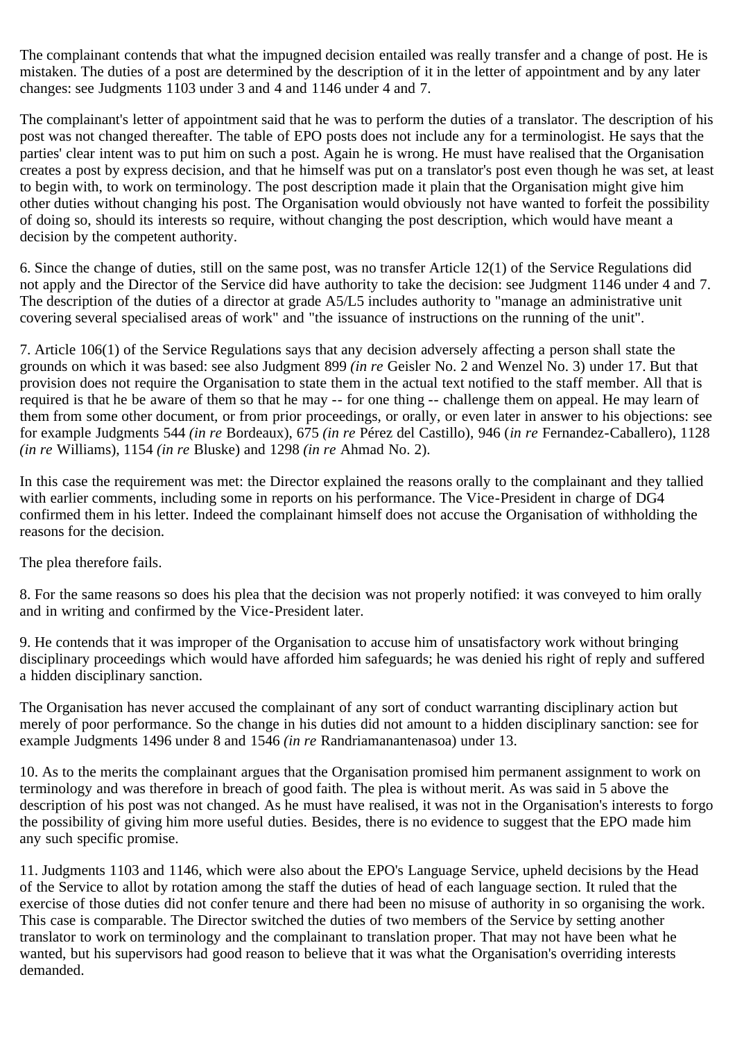The complainant contends that what the impugned decision entailed was really transfer and a change of post. He is mistaken. The duties of a post are determined by the description of it in the letter of appointment and by any later changes: see Judgments 1103 under 3 and 4 and 1146 under 4 and 7.

The complainant's letter of appointment said that he was to perform the duties of a translator. The description of his post was not changed thereafter. The table of EPO posts does not include any for a terminologist. He says that the parties' clear intent was to put him on such a post. Again he is wrong. He must have realised that the Organisation creates a post by express decision, and that he himself was put on a translator's post even though he was set, at least to begin with, to work on terminology. The post description made it plain that the Organisation might give him other duties without changing his post. The Organisation would obviously not have wanted to forfeit the possibility of doing so, should its interests so require, without changing the post description, which would have meant a decision by the competent authority.

6. Since the change of duties, still on the same post, was no transfer Article 12(1) of the Service Regulations did not apply and the Director of the Service did have authority to take the decision: see Judgment 1146 under 4 and 7. The description of the duties of a director at grade A5/L5 includes authority to "manage an administrative unit covering several specialised areas of work" and "the issuance of instructions on the running of the unit".

7. Article 106(1) of the Service Regulations says that any decision adversely affecting a person shall state the grounds on which it was based: see also Judgment 899 *(in re* Geisler No. 2 and Wenzel No. 3) under 17. But that provision does not require the Organisation to state them in the actual text notified to the staff member. All that is required is that he be aware of them so that he may -- for one thing -- challenge them on appeal. He may learn of them from some other document, or from prior proceedings, or orally, or even later in answer to his objections: see for example Judgments 544 *(in re* Bordeaux), 675 *(in re* Pérez del Castillo), 946 (*in re* Fernandez-Caballero), 1128 *(in re* Williams), 1154 *(in re* Bluske) and 1298 *(in re* Ahmad No. 2).

In this case the requirement was met: the Director explained the reasons orally to the complainant and they tallied with earlier comments, including some in reports on his performance. The Vice-President in charge of DG4 confirmed them in his letter. Indeed the complainant himself does not accuse the Organisation of withholding the reasons for the decision.

The plea therefore fails.

8. For the same reasons so does his plea that the decision was not properly notified: it was conveyed to him orally and in writing and confirmed by the Vice-President later.

9. He contends that it was improper of the Organisation to accuse him of unsatisfactory work without bringing disciplinary proceedings which would have afforded him safeguards; he was denied his right of reply and suffered a hidden disciplinary sanction.

The Organisation has never accused the complainant of any sort of conduct warranting disciplinary action but merely of poor performance. So the change in his duties did not amount to a hidden disciplinary sanction: see for example Judgments 1496 under 8 and 1546 *(in re* Randriamanantenasoa) under 13.

10. As to the merits the complainant argues that the Organisation promised him permanent assignment to work on terminology and was therefore in breach of good faith. The plea is without merit. As was said in 5 above the description of his post was not changed. As he must have realised, it was not in the Organisation's interests to forgo the possibility of giving him more useful duties. Besides, there is no evidence to suggest that the EPO made him any such specific promise.

11. Judgments 1103 and 1146, which were also about the EPO's Language Service, upheld decisions by the Head of the Service to allot by rotation among the staff the duties of head of each language section. It ruled that the exercise of those duties did not confer tenure and there had been no misuse of authority in so organising the work. This case is comparable. The Director switched the duties of two members of the Service by setting another translator to work on terminology and the complainant to translation proper. That may not have been what he wanted, but his supervisors had good reason to believe that it was what the Organisation's overriding interests demanded.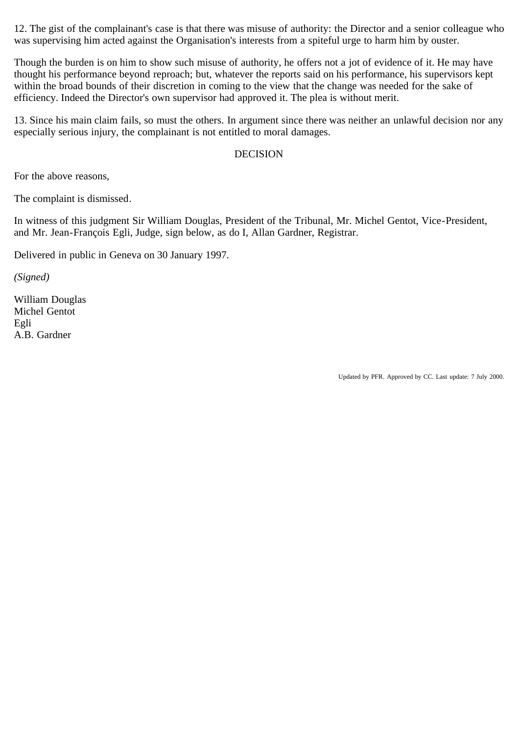12. The gist of the complainant's case is that there was misuse of authority: the Director and a senior colleague who was supervising him acted against the Organisation's interests from a spiteful urge to harm him by ouster.

Though the burden is on him to show such misuse of authority, he offers not a jot of evidence of it. He may have thought his performance beyond reproach; but, whatever the reports said on his performance, his supervisors kept within the broad bounds of their discretion in coming to the view that the change was needed for the sake of efficiency. Indeed the Director's own supervisor had approved it. The plea is without merit.

13. Since his main claim fails, so must the others. In argument since there was neither an unlawful decision nor any especially serious injury, the complainant is not entitled to moral damages.

DECISION

For the above reasons,

The complaint is dismissed.

In witness of this judgment Sir William Douglas, President of the Tribunal, Mr. Michel Gentot, Vice-President, and Mr. Jean-François Egli, Judge, sign below, as do I, Allan Gardner, Registrar.

Delivered in public in Geneva on 30 January 1997.

*(Signed)*

William Douglas
Michel Gentot
Egli
A.B. Gardner

Updated by PFR. Approved by CC. Last update: 7 July 2000.